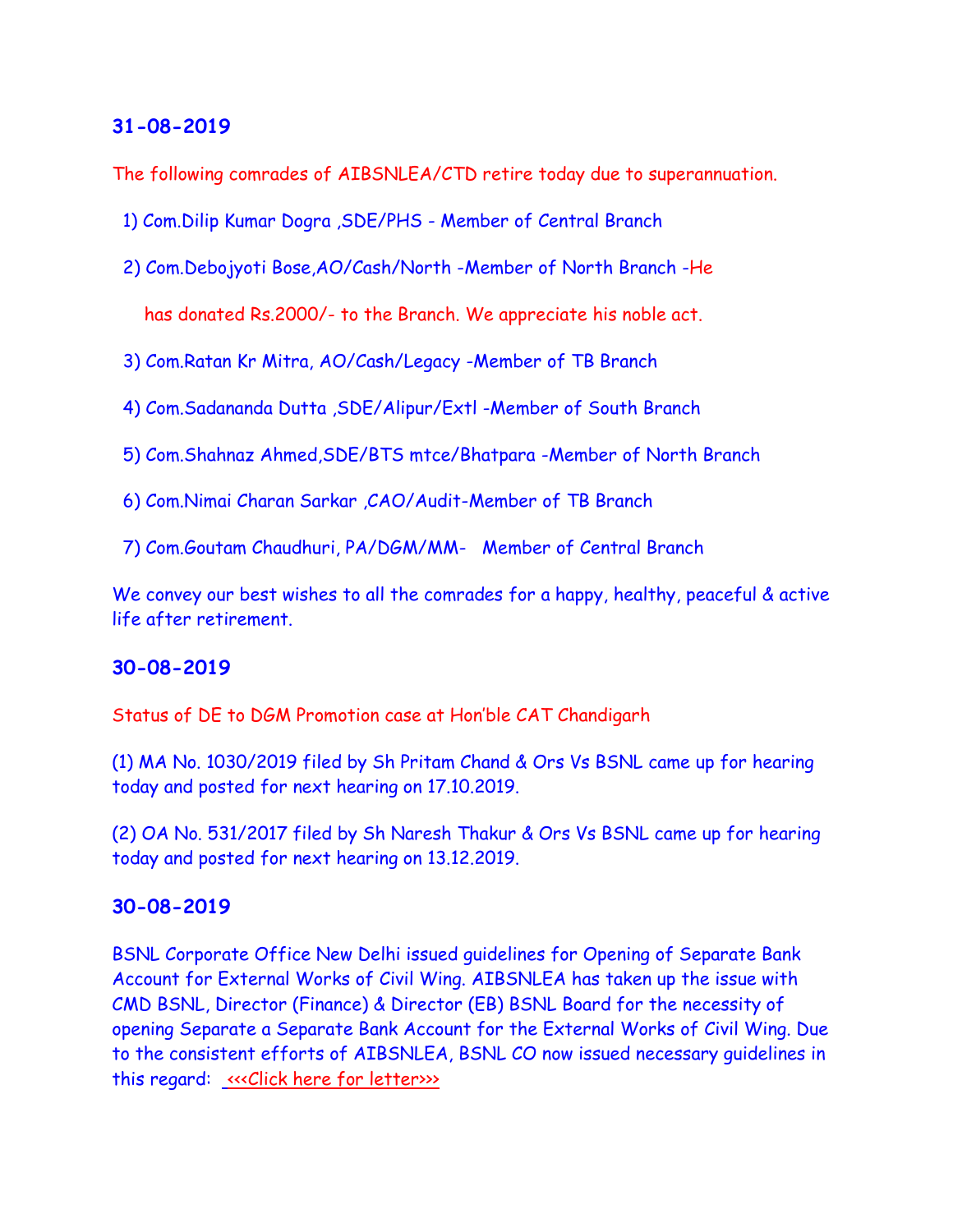### 31-08-2019

The following comrades of AIBSNLEA/CTD retire today due to superannuation.

1) Com.Dilip Kumar Dogra ,SDE/PHS - Member of Central Branch

2) Com.Debojyoti Bose,AO/Cash/North -Member of North Branch -He has donated Rs.2000/- to the Branch. We appreciate his noble act.

3) Com.Ratan Kr Mitra, AO/Cash/Legacy -Member of TB Branch

4) Com.Sadananda Dutta ,SDE/Alipur/Extl -Member of South Branch

5) Com.Shahnaz Ahmed,SDE/BTS mtce/Bhatpara -Member of North Branch

6) Com.Nimai Charan Sarkar ,CAO/Audit-Member of TB Branch

7) Com.Goutam Chaudhuri, PA/DGM/MM- Member of Central Branch

We convey our best wishes to all the comrades for a happy, healthy, peaceful & active life after retirement.

### 30-08-2019

Status of DE to DGM Promotion case at Hon'ble CAT Chandigarh

(1) MA No. 1030/2019 filed by Sh Pritam Chand & Ors Vs BSNL came up for hearing today and posted for next hearing on 17.10.2019.

(2) OA No. 531/2017 filed by Sh Naresh Thakur & Ors Vs BSNL came up for hearing today and posted for next hearing on 13.12.2019.

### 30-08-2019

BSNL Corporate Office New Delhi issued guidelines for Opening of Separate Bank Account for External Works of Civil Wing. AIBSNLEA has taken up the issue with CMD BSNL, Director (Finance) & Director (EB) BSNL Board for the necessity of opening Separate a Separate Bank Account for the External Works of Civil Wing. Due to the consistent efforts of AIBSNLEA, BSNL CO now issued necessary guidelines in this regard: <<<Click here for letter>>>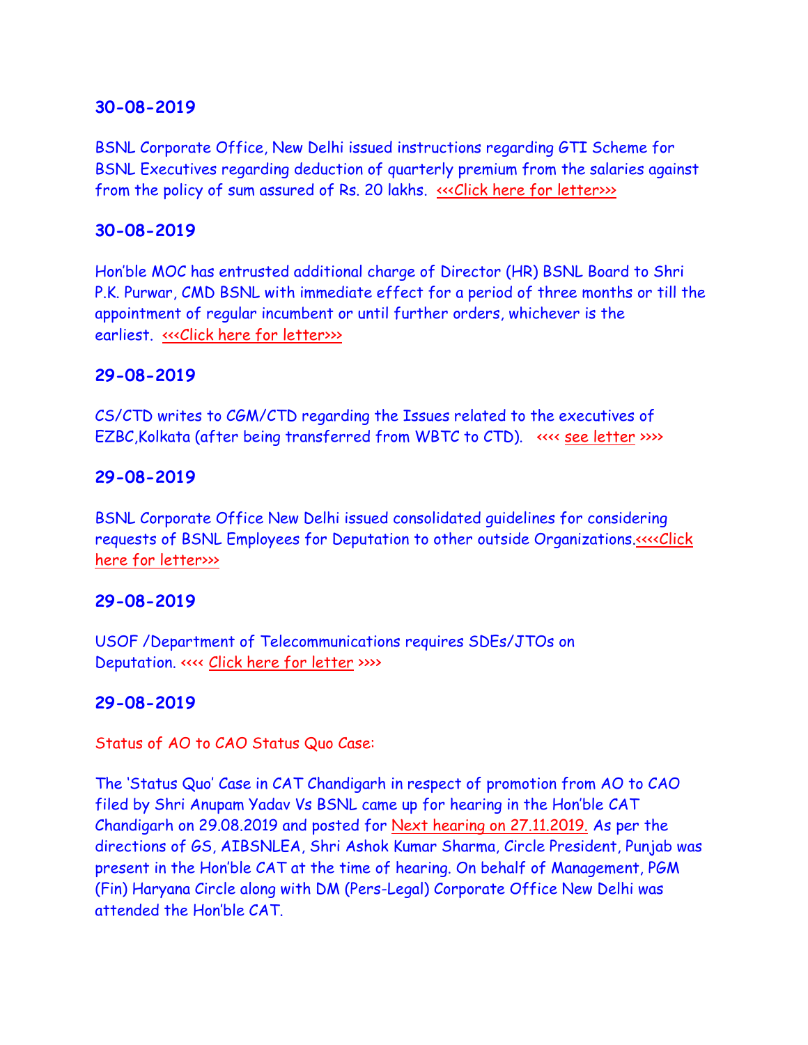### 30-08-2019

BSNL Corporate Office, New Delhi issued instructions regarding GTI Scheme for BSNL Executives regarding deduction of quarterly premium from the salaries against from the policy of sum assured of Rs. 20 lakhs. <<<Click here for letter>>>

### 30-08-2019

Hon'ble MOC has entrusted additional charge of Director (HR) BSNL Board to Shri P.K. Purwar, CMD BSNL with immediate effect for a period of three months or till the appointment of regular incumbent or until further orders, whichever is the earliest. <<<Click here for letter>>>

### 29-08-2019

CS/CTD writes to CGM/CTD regarding the Issues related to the executives of EZBC,Kolkata (after being transferred from WBTC to CTD). <<<< see letter >>>>

### 29-08-2019

BSNL Corporate Office New Delhi issued consolidated guidelines for considering requests of BSNL Employees for Deputation to other outside Organizations.<<<<Click here for letter>>>

### 29-08-2019

USOF /Department of Telecommunications requires SDEs/JTOs on Deputation. <<<< Click here for letter >>>>

### 29-08-2019

Status of AO to CAO Status Quo Case:

The 'Status Quo' Case in CAT Chandigarh in respect of promotion from AO to CAO filed by Shri Anupam Yadav Vs BSNL came up for hearing in the Hon'ble CAT Chandigarh on 29.08.2019 and posted for Next hearing on 27.11.2019. As per the directions of GS, AIBSNLEA, Shri Ashok Kumar Sharma, Circle President, Punjab was present in the Hon'ble CAT at the time of hearing. On behalf of Management, PGM (Fin) Haryana Circle along with DM (Pers-Legal) Corporate Office New Delhi was attended the Hon'ble CAT.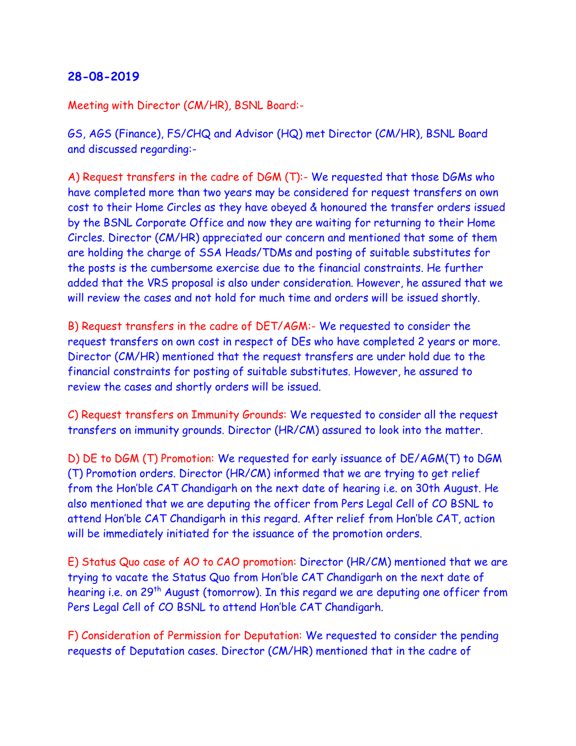## 28-08-2019

Meeting with Director (CM/HR), BSNL Board:-

GS, AGS (Finance), FS/CHQ and Advisor (HQ) met Director (CM/HR), BSNL Board and discussed regarding:-

A) Request transfers in the cadre of DGM (T):- We requested that those DGMs who have completed more than two years may be considered for request transfers on own cost to their Home Circles as they have obeyed & honoured the transfer orders issued by the BSNL Corporate Office and now they are waiting for returning to their Home Circles. Director (CM/HR) appreciated our concern and mentioned that some of them are holding the charge of SSA Heads/TDMs and posting of suitable substitutes for the posts is the cumbersome exercise due to the financial constraints. He further added that the VRS proposal is also under consideration. However, he assured that we will review the cases and not hold for much time and orders will be issued shortly.

B) Request transfers in the cadre of DET/AGM:- We requested to consider the request transfers on own cost in respect of DEs who have completed 2 years or more. Director (CM/HR) mentioned that the request transfers are under hold due to the financial constraints for posting of suitable substitutes. However, he assured to review the cases and shortly orders will be issued.

C) Request transfers on Immunity Grounds: We requested to consider all the request transfers on immunity grounds. Director (HR/CM) assured to look into the matter.

D) DE to DGM (T) Promotion: We requested for early issuance of DE/AGM(T) to DGM (T) Promotion orders. Director (HR/CM) informed that we are trying to get relief from the Hon'ble CAT Chandigarh on the next date of hearing i.e. on 30th August. He also mentioned that we are deputing the officer from Pers Legal Cell of CO BSNL to attend Hon'ble CAT Chandigarh in this regard. After relief from Hon'ble CAT, action will be immediately initiated for the issuance of the promotion orders.

E) Status Quo case of AO to CAO promotion: Director (HR/CM) mentioned that we are trying to vacate the Status Quo from Hon'ble CAT Chandigarh on the next date of hearing i.e. on 29th August (tomorrow). In this regard we are deputing one officer from Pers Legal Cell of CO BSNL to attend Hon'ble CAT Chandigarh.

F) Consideration of Permission for Deputation: We requested to consider the pending requests of Deputation cases. Director (CM/HR) mentioned that in the cadre of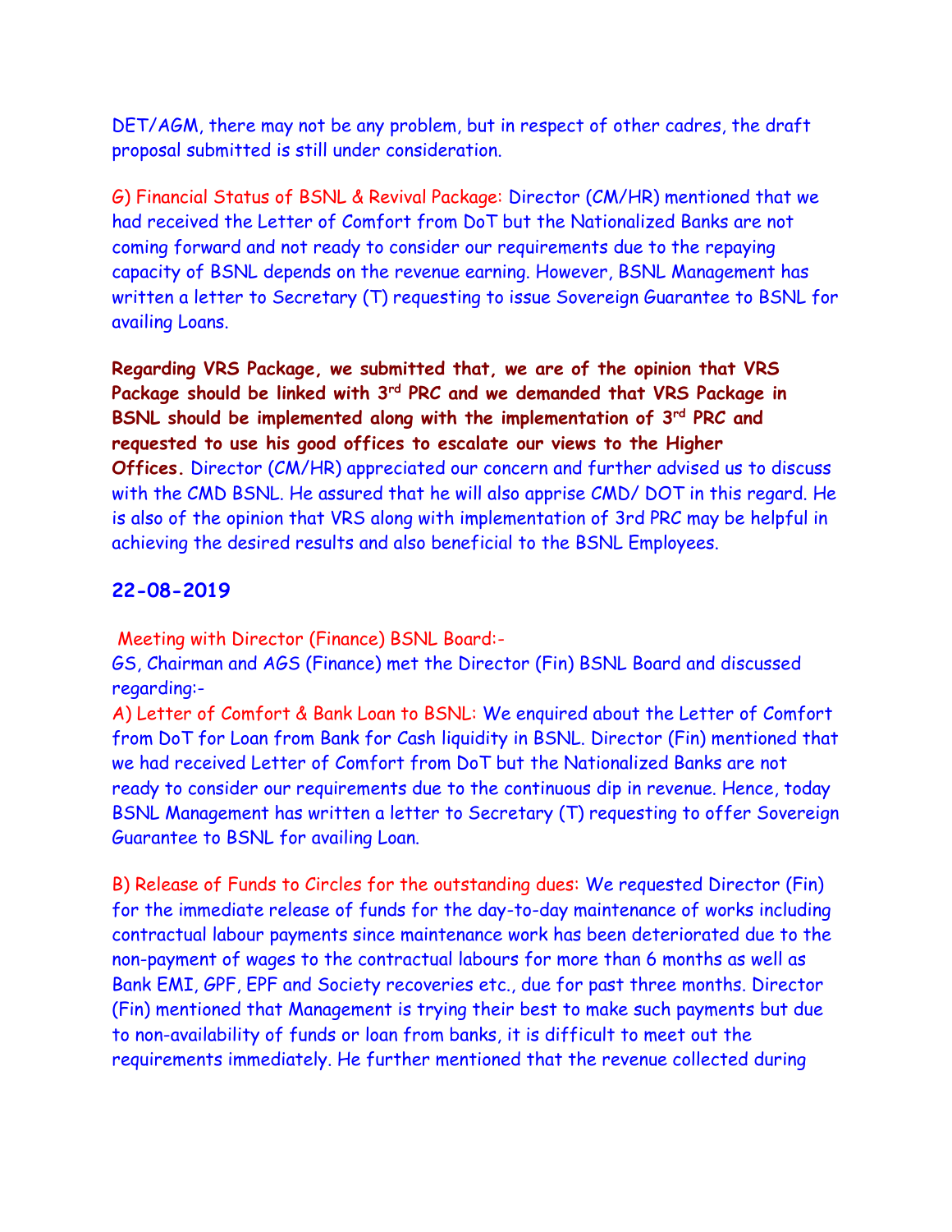DET/AGM, there may not be any problem, but in respect of other cadres, the draft proposal submitted is still under consideration.

G) Financial Status of BSNL & Revival Package: Director (CM/HR) mentioned that we had received the Letter of Comfort from DoT but the Nationalized Banks are not coming forward and not ready to consider our requirements due to the repaying capacity of BSNL depends on the revenue earning. However, BSNL Management has written a letter to Secretary (T) requesting to issue Sovereign Guarantee to BSNL for availing Loans.

**Regarding VRS Package, we submitted that, we are of the opinion that VRS Package should be linked with 3rd PRC and we demanded that VRS Package in BSNL should be implemented along with the implementation of 3rd PRC and requested to use his good offices to escalate our views to the Higher Offices.** Director (CM/HR) appreciated our concern and further advised us to discuss with the CMD BSNL. He assured that he will also apprise CMD/ DOT in this regard. He is also of the opinion that VRS along with implementation of 3rd PRC may be helpful in achieving the desired results and also beneficial to the BSNL Employees.

## 22-08-2019

Meeting with Director (Finance) BSNL Board:-

GS, Chairman and AGS (Finance) met the Director (Fin) BSNL Board and discussed regarding:-

A) Letter of Comfort & Bank Loan to BSNL: We enquired about the Letter of Comfort from DoT for Loan from Bank for Cash liquidity in BSNL. Director (Fin) mentioned that we had received Letter of Comfort from DoT but the Nationalized Banks are not ready to consider our requirements due to the continuous dip in revenue. Hence, today BSNL Management has written a letter to Secretary (T) requesting to offer Sovereign Guarantee to BSNL for availing Loan.

B) Release of Funds to Circles for the outstanding dues: We requested Director (Fin) for the immediate release of funds for the day-to-day maintenance of works including contractual labour payments since maintenance work has been deteriorated due to the non-payment of wages to the contractual labours for more than 6 months as well as Bank EMI, GPF, EPF and Society recoveries etc., due for past three months. Director (Fin) mentioned that Management is trying their best to make such payments but due to non-availability of funds or loan from banks, it is difficult to meet out the requirements immediately. He further mentioned that the revenue collected during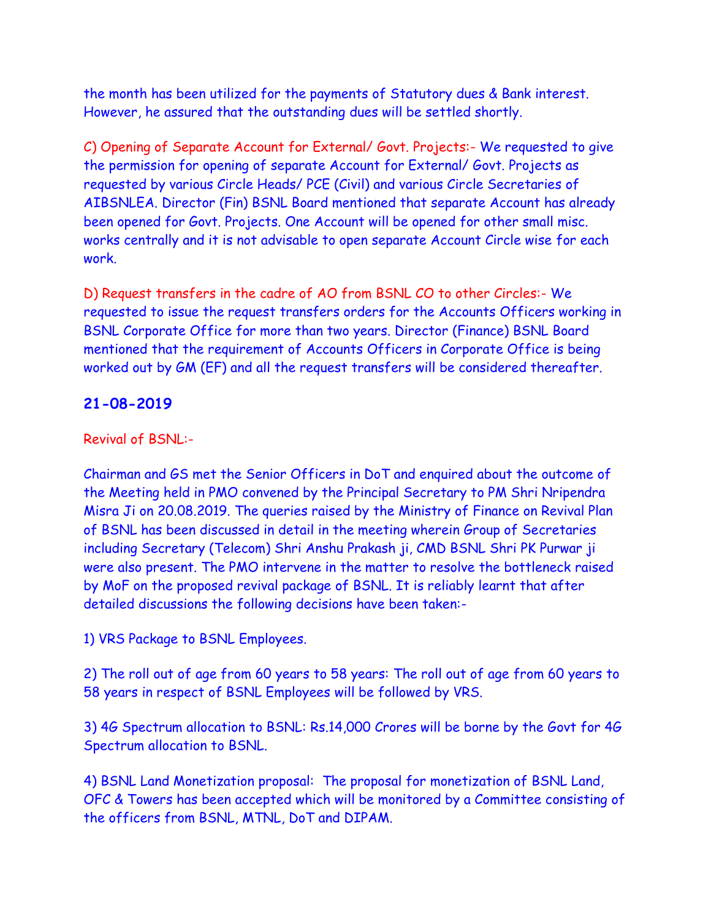the month has been utilized for the payments of Statutory dues & Bank interest. However, he assured that the outstanding dues will be settled shortly.

C) Opening of Separate Account for External/ Govt. Projects:- We requested to give the permission for opening of separate Account for External/ Govt. Projects as requested by various Circle Heads/ PCE (Civil) and various Circle Secretaries of AIBSNLEA. Director (Fin) BSNL Board mentioned that separate Account has already been opened for Govt. Projects. One Account will be opened for other small misc. works centrally and it is not advisable to open separate Account Circle wise for each work.

D) Request transfers in the cadre of AO from BSNL CO to other Circles:- We requested to issue the request transfers orders for the Accounts Officers working in BSNL Corporate Office for more than two years. Director (Finance) BSNL Board mentioned that the requirement of Accounts Officers in Corporate Office is being worked out by GM (EF) and all the request transfers will be considered thereafter.

## 21-08-2019

Revival of BSNL:-

Chairman and GS met the Senior Officers in DoT and enquired about the outcome of the Meeting held in PMO convened by the Principal Secretary to PM Shri Nripendra Misra Ji on 20.08.2019. The queries raised by the Ministry of Finance on Revival Plan of BSNL has been discussed in detail in the meeting wherein Group of Secretaries including Secretary (Telecom) Shri Anshu Prakash ji, CMD BSNL Shri PK Purwar ji were also present. The PMO intervene in the matter to resolve the bottleneck raised by MoF on the proposed revival package of BSNL. It is reliably learnt that after detailed discussions the following decisions have been taken:-

1) VRS Package to BSNL Employees.

2) The roll out of age from 60 years to 58 years: The roll out of age from 60 years to 58 years in respect of BSNL Employees will be followed by VRS.

3) 4G Spectrum allocation to BSNL: Rs.14,000 Crores will be borne by the Govt for 4G Spectrum allocation to BSNL.

4) BSNL Land Monetization proposal: The proposal for monetization of BSNL Land, OFC & Towers has been accepted which will be monitored by a Committee consisting of the officers from BSNL, MTNL, DoT and DIPAM.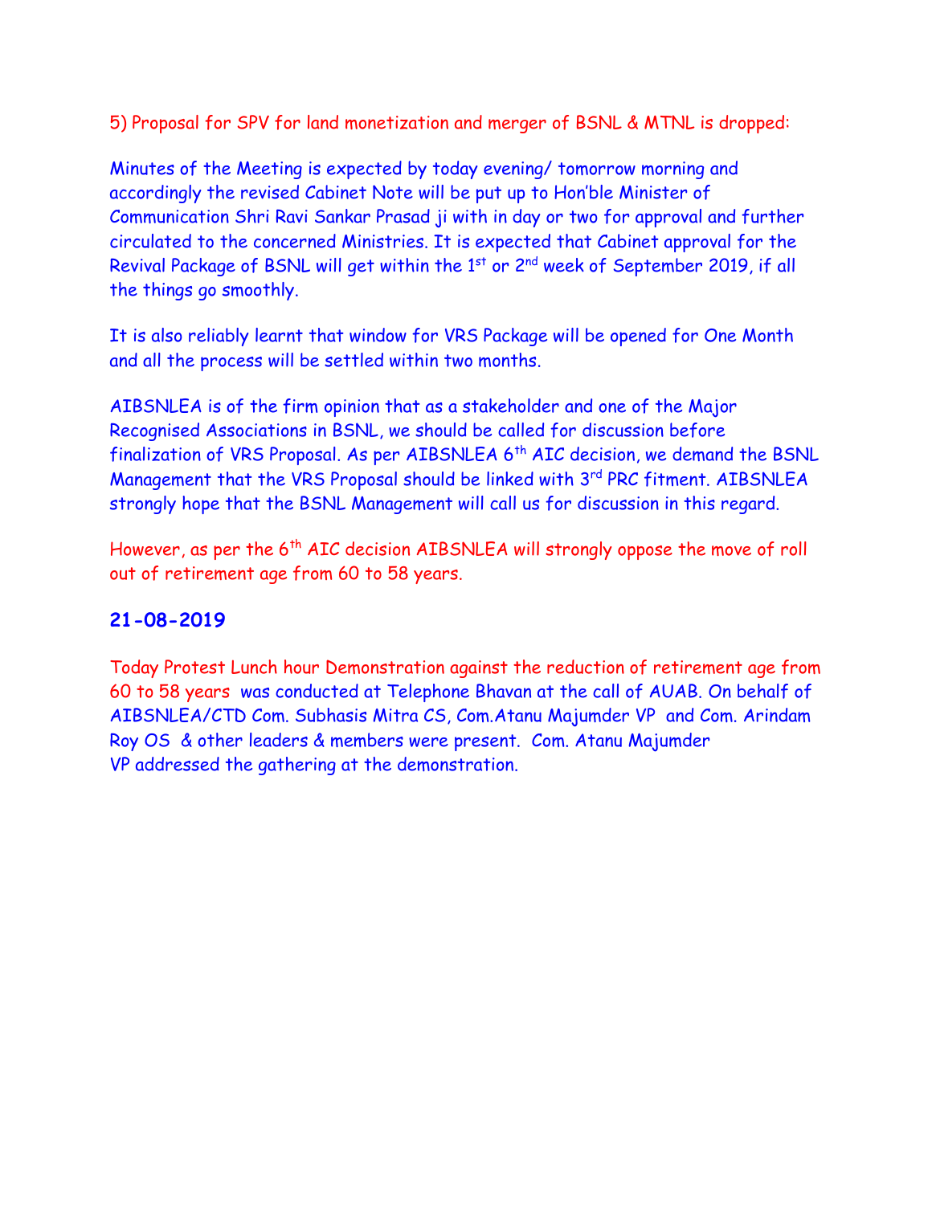5) Proposal for SPV for land monetization and merger of BSNL & MTNL is dropped:

Minutes of the Meeting is expected by today evening/ tomorrow morning and accordingly the revised Cabinet Note will be put up to Hon'ble Minister of Communication Shri Ravi Sankar Prasad ji with in day or two for approval and further circulated to the concerned Ministries. It is expected that Cabinet approval for the Revival Package of BSNL will get within the 1st or 2nd week of September 2019, if all the things go smoothly.

It is also reliably learnt that window for VRS Package will be opened for One Month and all the process will be settled within two months.

AIBSNLEA is of the firm opinion that as a stakeholder and one of the Major Recognised Associations in BSNL, we should be called for discussion before finalization of VRS Proposal. As per AIBSNLEA 6th AIC decision, we demand the BSNL Management that the VRS Proposal should be linked with 3rd PRC fitment. AIBSNLEA strongly hope that the BSNL Management will call us for discussion in this regard.

However, as per the 6th AIC decision AIBSNLEA will strongly oppose the move of roll out of retirement age from 60 to 58 years.

## 21-08-2019

Today Protest Lunch hour Demonstration against the reduction of retirement age from 60 to 58 years was conducted at Telephone Bhavan at the call of AUAB. On behalf of AIBSNLEA/CTD Com. Subhasis Mitra CS, Com.Atanu Majumder VP and Com. Arindam Roy OS & other leaders & members were present. Com. Atanu Majumder VP addressed the gathering at the demonstration.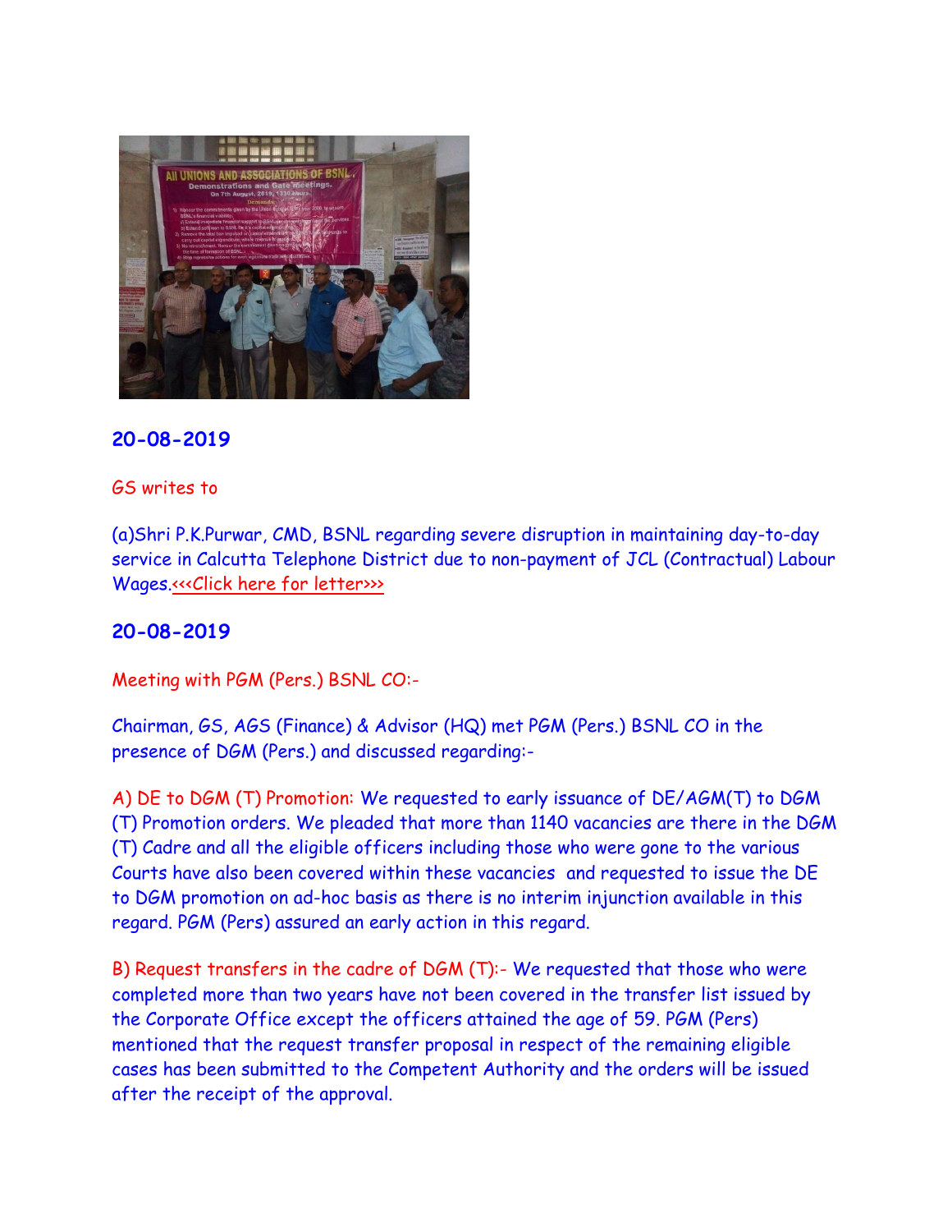### 20-08-2019

GS writes to

(a)Shri P.K.Purwar, CMD, BSNL regarding severe disruption in maintaining day-to-day service in Calcutta Telephone District due to non-payment of JCL (Contractual) Labour Wages.<<<Click here for letter>>>

### 20-08-2019

Meeting with PGM (Pers.) BSNL CO:-

Chairman, GS, AGS (Finance) & Advisor (HQ) met PGM (Pers.) BSNL CO in the presence of DGM (Pers.) and discussed regarding:-

A) DE to DGM (T) Promotion: We requested to early issuance of DE/AGM(T) to DGM (T) Promotion orders. We pleaded that more than 1140 vacancies are there in the DGM (T) Cadre and all the eligible officers including those who were gone to the various Courts have also been covered within these vacancies and requested to issue the DE to DGM promotion on ad-hoc basis as there is no interim injunction available in this regard. PGM (Pers) assured an early action in this regard.

B) Request transfers in the cadre of DGM (T):- We requested that those who were completed more than two years have not been covered in the transfer list issued by the Corporate Office except the officers attained the age of 59. PGM (Pers) mentioned that the request transfer proposal in respect of the remaining eligible cases has been submitted to the Competent Authority and the orders will be issued after the receipt of the approval.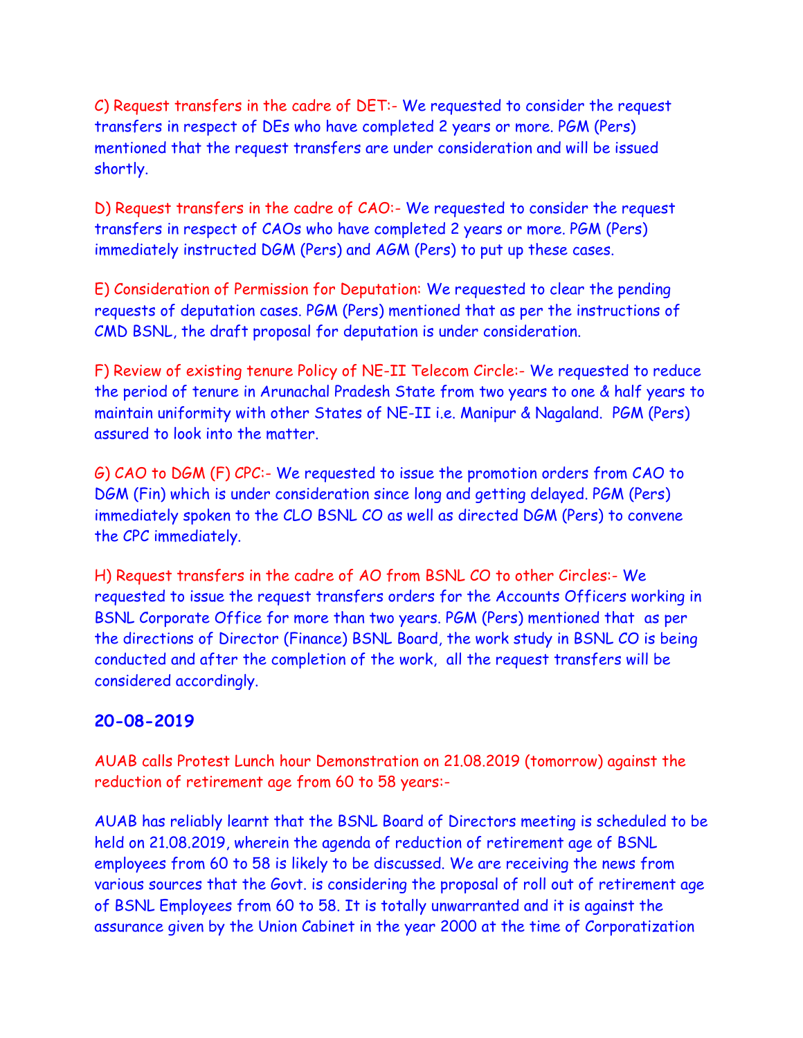C) Request transfers in the cadre of DET:- We requested to consider the request transfers in respect of DEs who have completed 2 years or more. PGM (Pers) mentioned that the request transfers are under consideration and will be issued shortly.

D) Request transfers in the cadre of CAO:- We requested to consider the request transfers in respect of CAOs who have completed 2 years or more. PGM (Pers) immediately instructed DGM (Pers) and AGM (Pers) to put up these cases.

E) Consideration of Permission for Deputation: We requested to clear the pending requests of deputation cases. PGM (Pers) mentioned that as per the instructions of CMD BSNL, the draft proposal for deputation is under consideration.

F) Review of existing tenure Policy of NE-II Telecom Circle:- We requested to reduce the period of tenure in Arunachal Pradesh State from two years to one & half years to maintain uniformity with other States of NE-II i.e. Manipur & Nagaland. PGM (Pers) assured to look into the matter.

G) CAO to DGM (F) CPC:- We requested to issue the promotion orders from CAO to DGM (Fin) which is under consideration since long and getting delayed. PGM (Pers) immediately spoken to the CLO BSNL CO as well as directed DGM (Pers) to convene the CPC immediately.

H) Request transfers in the cadre of AO from BSNL CO to other Circles:- We requested to issue the request transfers orders for the Accounts Officers working in BSNL Corporate Office for more than two years. PGM (Pers) mentioned that as per the directions of Director (Finance) BSNL Board, the work study in BSNL CO is being conducted and after the completion of the work, all the request transfers will be considered accordingly.

### 20-08-2019

AUAB calls Protest Lunch hour Demonstration on 21.08.2019 (tomorrow) against the reduction of retirement age from 60 to 58 years:-

AUAB has reliably learnt that the BSNL Board of Directors meeting is scheduled to be held on 21.08.2019, wherein the agenda of reduction of retirement age of BSNL employees from 60 to 58 is likely to be discussed. We are receiving the news from various sources that the Govt. is considering the proposal of roll out of retirement age of BSNL Employees from 60 to 58. It is totally unwarranted and it is against the assurance given by the Union Cabinet in the year 2000 at the time of Corporatization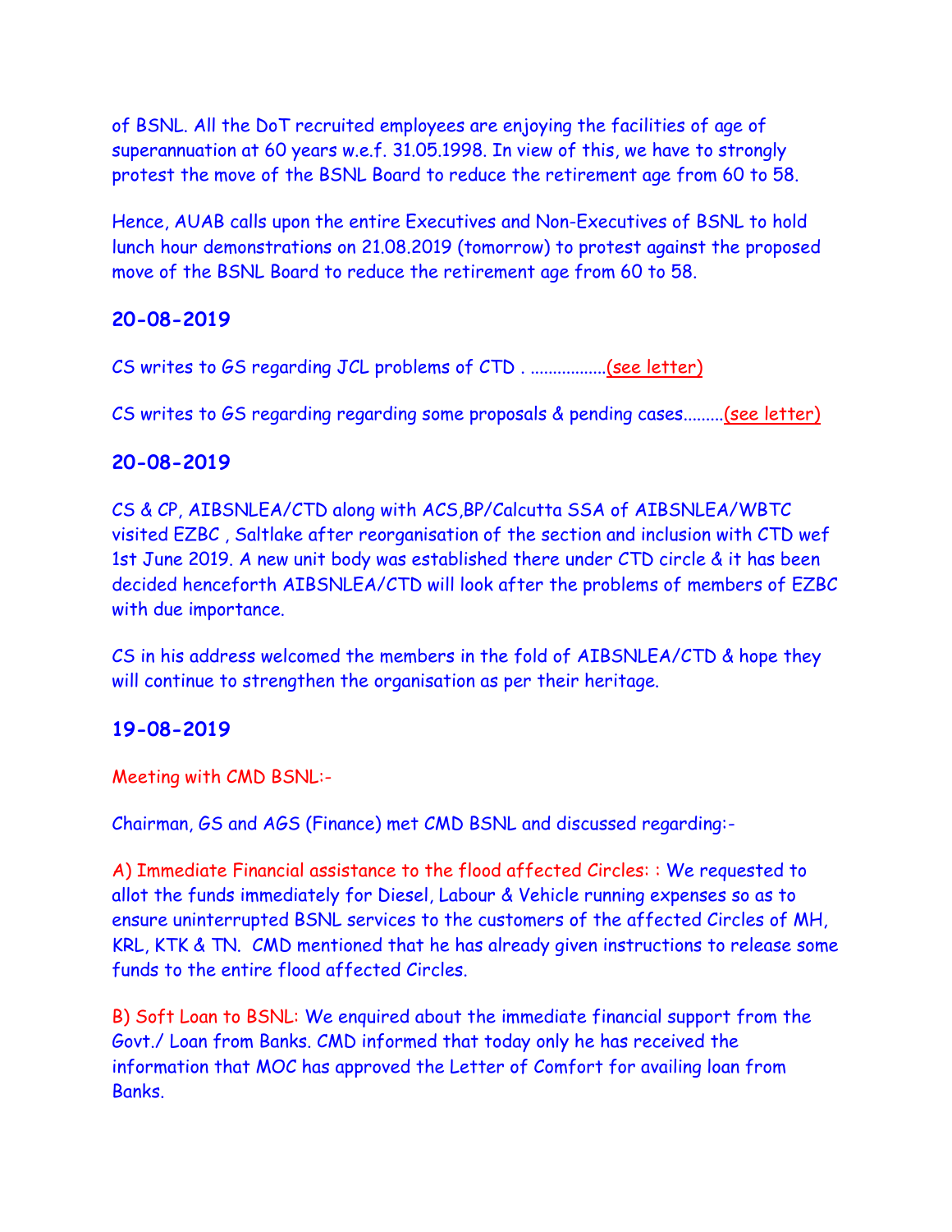of BSNL. All the DoT recruited employees are enjoying the facilities of age of superannuation at 60 years w.e.f. 31.05.1998. In view of this, we have to strongly protest the move of the BSNL Board to reduce the retirement age from 60 to 58.

Hence, AUAB calls upon the entire Executives and Non-Executives of BSNL to hold lunch hour demonstrations on 21.08.2019 (tomorrow) to protest against the proposed move of the BSNL Board to reduce the retirement age from 60 to 58.

### 20-08-2019

CS writes to GS regarding JCL problems of CTD . .................(see letter)

CS writes to GS regarding regarding some proposals & pending cases.........(see letter)

### 20-08-2019

CS & CP, AIBSNLEA/CTD along with ACS,BP/Calcutta SSA of AIBSNLEA/WBTC visited EZBC , Saltlake after reorganisation of the section and inclusion with CTD wef 1st June 2019. A new unit body was established there under CTD circle & it has been decided henceforth AIBSNLEA/CTD will look after the problems of members of EZBC with due importance.

CS in his address welcomed the members in the fold of AIBSNLEA/CTD & hope they will continue to strengthen the organisation as per their heritage.

### 19-08-2019

Meeting with CMD BSNL:-

Chairman, GS and AGS (Finance) met CMD BSNL and discussed regarding:-

A) Immediate Financial assistance to the flood affected Circles: : We requested to allot the funds immediately for Diesel, Labour & Vehicle running expenses so as to ensure uninterrupted BSNL services to the customers of the affected Circles of MH, KRL, KTK & TN. CMD mentioned that he has already given instructions to release some funds to the entire flood affected Circles.

B) Soft Loan to BSNL: We enquired about the immediate financial support from the Govt./ Loan from Banks. CMD informed that today only he has received the information that MOC has approved the Letter of Comfort for availing loan from Banks.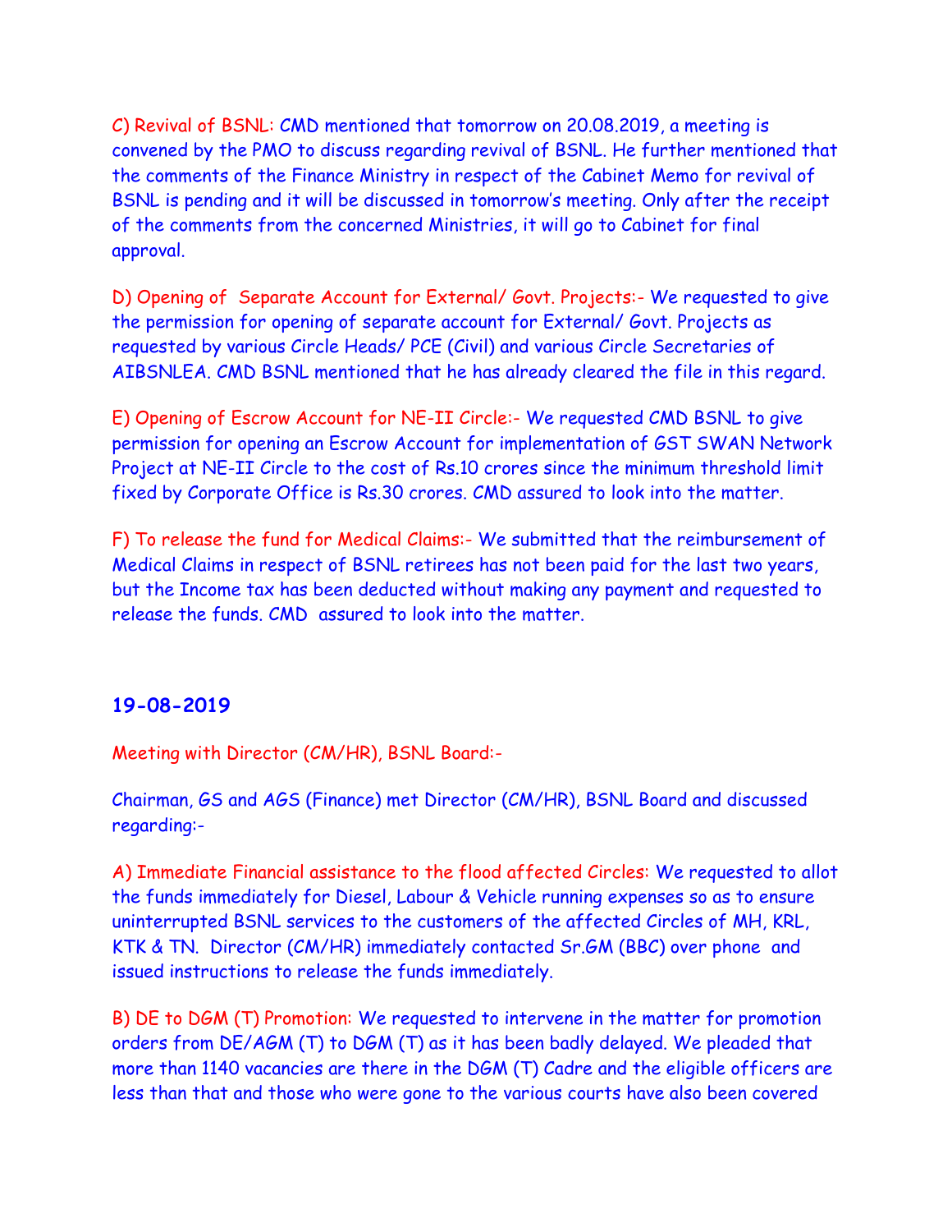C) Revival of BSNL: CMD mentioned that tomorrow on 20.08.2019, a meeting is convened by the PMO to discuss regarding revival of BSNL. He further mentioned that the comments of the Finance Ministry in respect of the Cabinet Memo for revival of BSNL is pending and it will be discussed in tomorrow's meeting. Only after the receipt of the comments from the concerned Ministries, it will go to Cabinet for final approval.

D) Opening of Separate Account for External/ Govt. Projects:- We requested to give the permission for opening of separate account for External/ Govt. Projects as requested by various Circle Heads/ PCE (Civil) and various Circle Secretaries of AIBSNLEA. CMD BSNL mentioned that he has already cleared the file in this regard.

E) Opening of Escrow Account for NE-II Circle:- We requested CMD BSNL to give permission for opening an Escrow Account for implementation of GST SWAN Network Project at NE-II Circle to the cost of Rs.10 crores since the minimum threshold limit fixed by Corporate Office is Rs.30 crores. CMD assured to look into the matter.

F) To release the fund for Medical Claims:- We submitted that the reimbursement of Medical Claims in respect of BSNL retirees has not been paid for the last two years, but the Income tax has been deducted without making any payment and requested to release the funds. CMD assured to look into the matter.

## 19-08-2019

Meeting with Director (CM/HR), BSNL Board:-

Chairman, GS and AGS (Finance) met Director (CM/HR), BSNL Board and discussed regarding:-

A) Immediate Financial assistance to the flood affected Circles: We requested to allot the funds immediately for Diesel, Labour & Vehicle running expenses so as to ensure uninterrupted BSNL services to the customers of the affected Circles of MH, KRL, KTK & TN. Director (CM/HR) immediately contacted Sr.GM (BBC) over phone and issued instructions to release the funds immediately.

B) DE to DGM (T) Promotion: We requested to intervene in the matter for promotion orders from DE/AGM (T) to DGM (T) as it has been badly delayed. We pleaded that more than 1140 vacancies are there in the DGM (T) Cadre and the eligible officers are less than that and those who were gone to the various courts have also been covered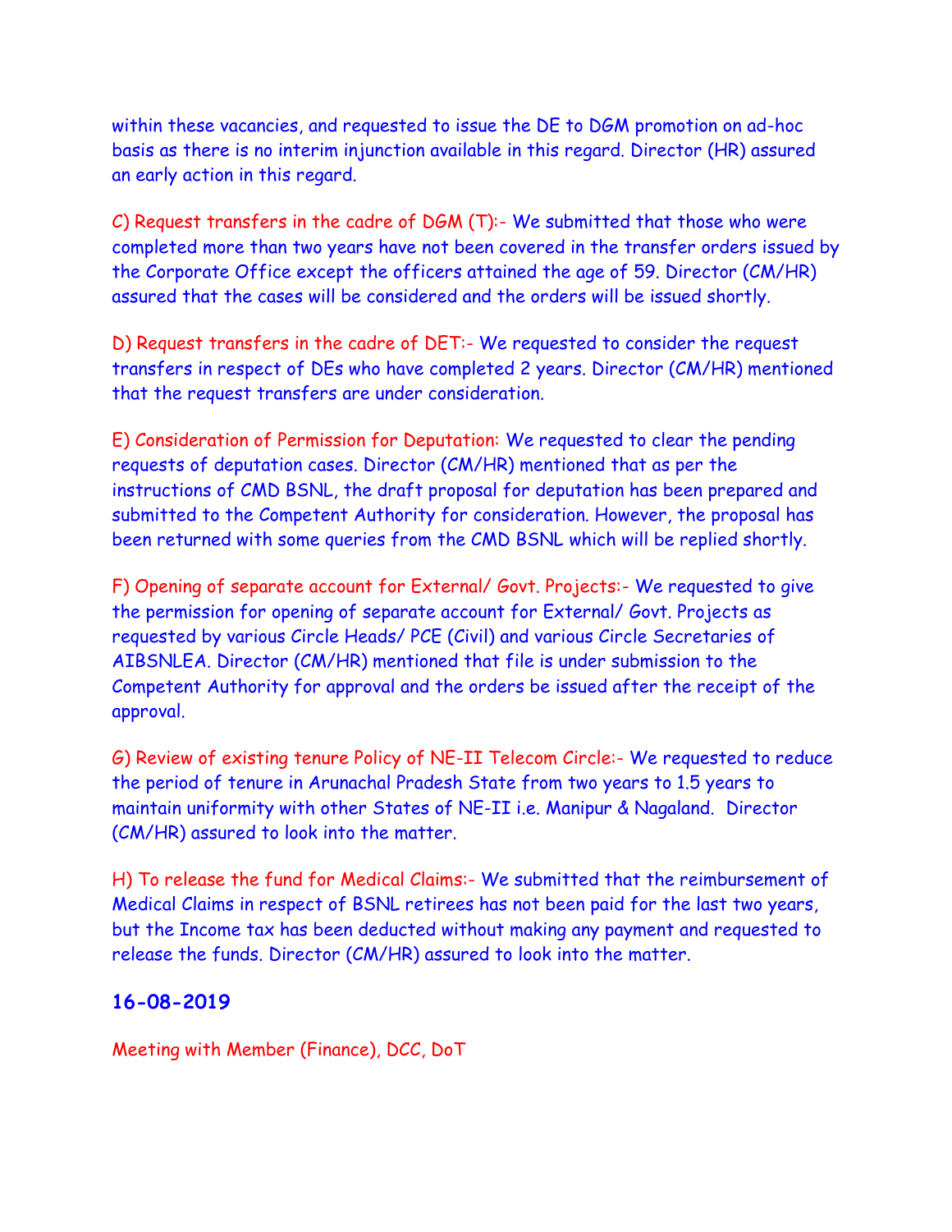within these vacancies, and requested to issue the DE to DGM promotion on ad-hoc basis as there is no interim injunction available in this regard. Director (HR) assured an early action in this regard.

C) Request transfers in the cadre of DGM (T):- We submitted that those who were completed more than two years have not been covered in the transfer orders issued by the Corporate Office except the officers attained the age of 59. Director (CM/HR) assured that the cases will be considered and the orders will be issued shortly.

D) Request transfers in the cadre of DET:- We requested to consider the request transfers in respect of DEs who have completed 2 years. Director (CM/HR) mentioned that the request transfers are under consideration.

E) Consideration of Permission for Deputation: We requested to clear the pending requests of deputation cases. Director (CM/HR) mentioned that as per the instructions of CMD BSNL, the draft proposal for deputation has been prepared and submitted to the Competent Authority for consideration. However, the proposal has been returned with some queries from the CMD BSNL which will be replied shortly.

F) Opening of separate account for External/ Govt. Projects:- We requested to give the permission for opening of separate account for External/ Govt. Projects as requested by various Circle Heads/ PCE (Civil) and various Circle Secretaries of AIBSNLEA. Director (CM/HR) mentioned that file is under submission to the Competent Authority for approval and the orders be issued after the receipt of the approval.

G) Review of existing tenure Policy of NE-II Telecom Circle:- We requested to reduce the period of tenure in Arunachal Pradesh State from two years to 1.5 years to maintain uniformity with other States of NE-II i.e. Manipur & Nagaland. Director (CM/HR) assured to look into the matter.

H) To release the fund for Medical Claims:- We submitted that the reimbursement of Medical Claims in respect of BSNL retirees has not been paid for the last two years, but the Income tax has been deducted without making any payment and requested to release the funds. Director (CM/HR) assured to look into the matter.

**16-08-2019**

Meeting with Member (Finance), DCC, DoT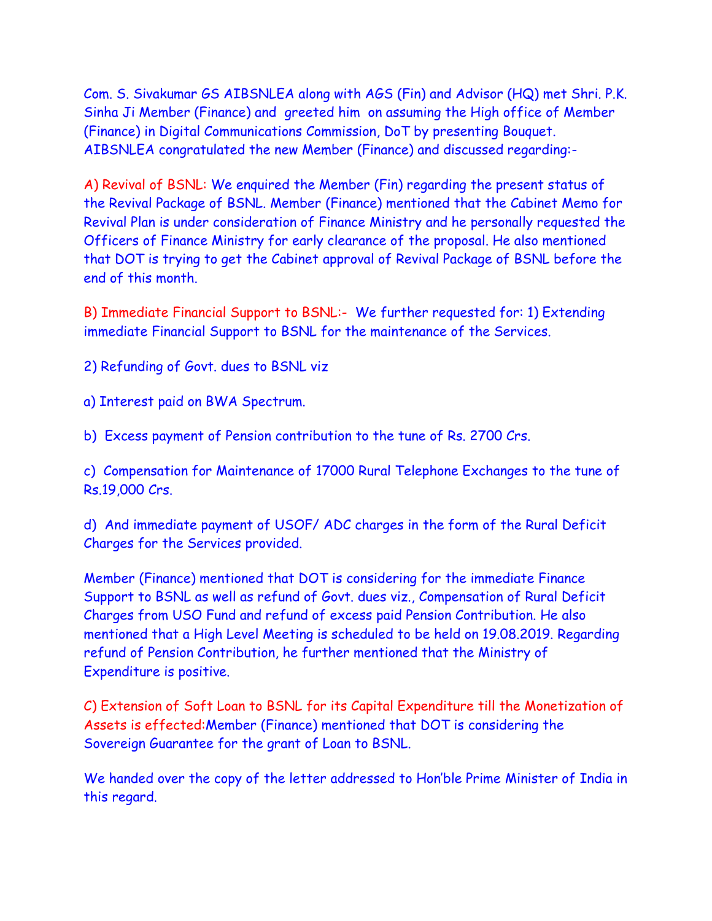Com. S. Sivakumar GS AIBSNLEA along with AGS (Fin) and Advisor (HQ) met Shri. P.K. Sinha Ji Member (Finance) and greeted him on assuming the High office of Member (Finance) in Digital Communications Commission, DoT by presenting Bouquet. AIBSNLEA congratulated the new Member (Finance) and discussed regarding:-

A) Revival of BSNL: We enquired the Member (Fin) regarding the present status of the Revival Package of BSNL. Member (Finance) mentioned that the Cabinet Memo for Revival Plan is under consideration of Finance Ministry and he personally requested the Officers of Finance Ministry for early clearance of the proposal. He also mentioned that DOT is trying to get the Cabinet approval of Revival Package of BSNL before the end of this month.

B) Immediate Financial Support to BSNL:- We further requested for: 1) Extending immediate Financial Support to BSNL for the maintenance of the Services.

2) Refunding of Govt. dues to BSNL viz

a) Interest paid on BWA Spectrum.

b) Excess payment of Pension contribution to the tune of Rs. 2700 Crs.

c) Compensation for Maintenance of 17000 Rural Telephone Exchanges to the tune of Rs.19,000 Crs.

d) And immediate payment of USOF/ ADC charges in the form of the Rural Deficit Charges for the Services provided.

Member (Finance) mentioned that DOT is considering for the immediate Finance Support to BSNL as well as refund of Govt. dues viz., Compensation of Rural Deficit Charges from USO Fund and refund of excess paid Pension Contribution. He also mentioned that a High Level Meeting is scheduled to be held on 19.08.2019. Regarding refund of Pension Contribution, he further mentioned that the Ministry of Expenditure is positive.

C) Extension of Soft Loan to BSNL for its Capital Expenditure till the Monetization of Assets is effected:Member (Finance) mentioned that DOT is considering the Sovereign Guarantee for the grant of Loan to BSNL.

We handed over the copy of the letter addressed to Hon'ble Prime Minister of India in this regard.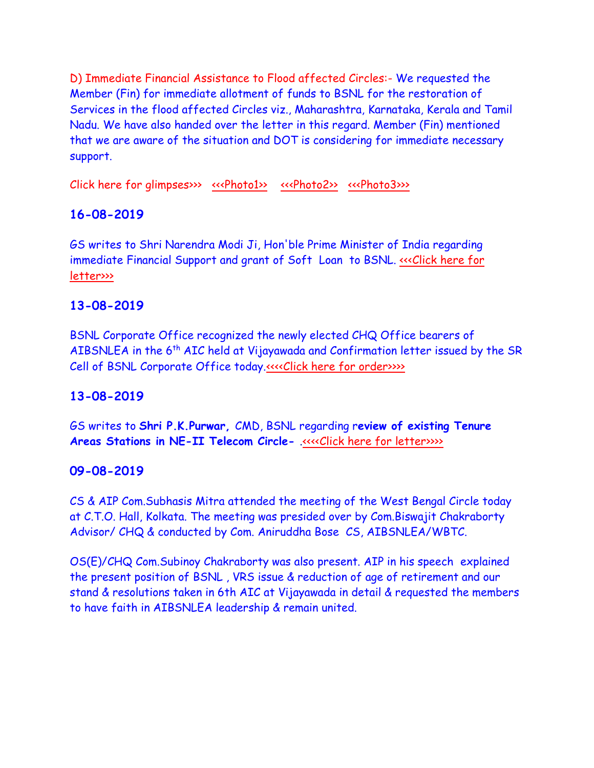D) Immediate Financial Assistance to Flood affected Circles:- We requested the Member (Fin) for immediate allotment of funds to BSNL for the restoration of Services in the flood affected Circles viz., Maharashtra, Karnataka, Kerala and Tamil Nadu. We have also handed over the letter in this regard. Member (Fin) mentioned that we are aware of the situation and DOT is considering for immediate necessary support.

Click here for glimpses>>> <<<Photo1>> <<<Photo2>> <<<Photo3>>>

### 16-08-2019

GS writes to Shri Narendra Modi Ji, Hon'ble Prime Minister of India regarding immediate Financial Support and grant of Soft Loan to BSNL. <<<Click here for letter>>>

### 13-08-2019

BSNL Corporate Office recognized the newly elected CHQ Office bearers of AIBSNLEA in the 6th AIC held at Vijayawada and Confirmation letter issued by the SR Cell of BSNL Corporate Office today.<<<<Click here for order>>>>

### 13-08-2019

GS writes to **Shri P.K.Purwar,** CMD, BSNL regarding r**eview of existing Tenure Areas Stations in NE-II Telecom Circle-** .<<<<Click here for letter>>>>

### 09-08-2019

CS & AIP Com.Subhasis Mitra attended the meeting of the West Bengal Circle today at C.T.O. Hall, Kolkata. The meeting was presided over by Com.Biswajit Chakraborty Advisor/ CHQ & conducted by Com. Aniruddha Bose CS, AIBSNLEA/WBTC.

OS(E)/CHQ Com.Subinoy Chakraborty was also present. AIP in his speech explained the present position of BSNL , VRS issue & reduction of age of retirement and our stand & resolutions taken in 6th AIC at Vijayawada in detail & requested the members to have faith in AIBSNLEA leadership & remain united.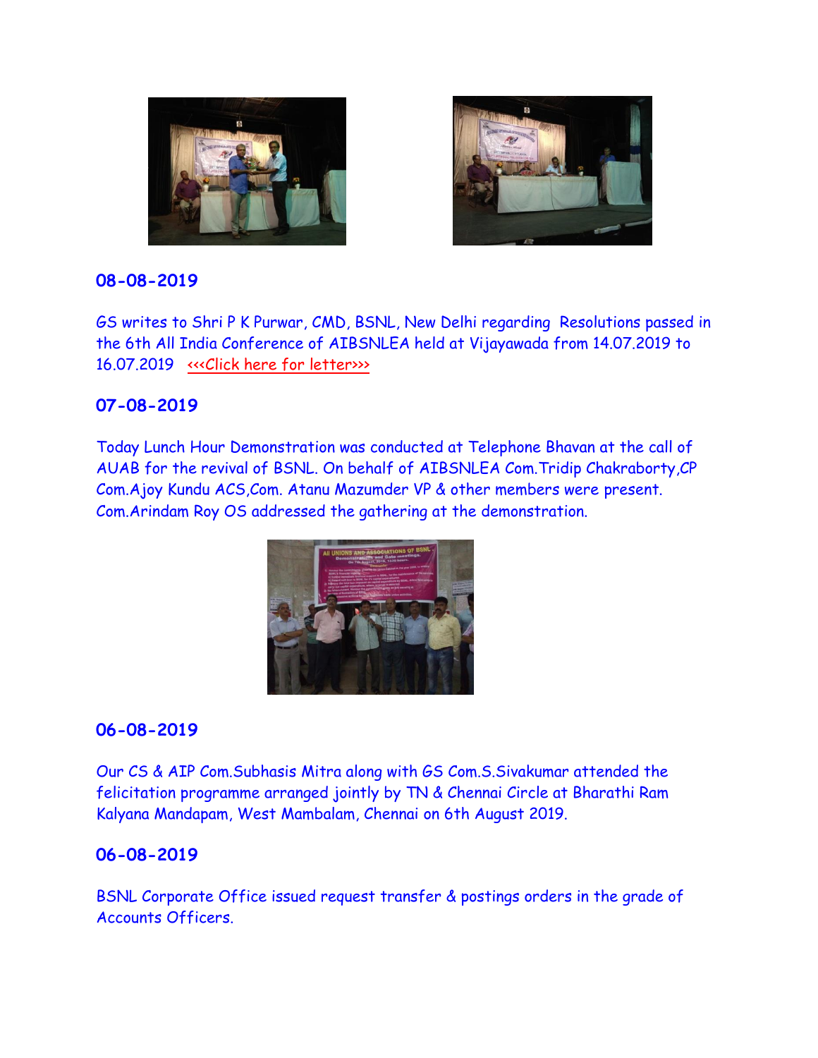### 08-08-2019

GS writes to Shri P K Purwar, CMD, BSNL, New Delhi regarding Resolutions passed in the 6th All India Conference of AIBSNLEA held at Vijayawada from 14.07.2019 to 16.07.2019 <<<Click here for letter>>>

### 07-08-2019

Today Lunch Hour Demonstration was conducted at Telephone Bhavan at the call of AUAB for the revival of BSNL. On behalf of AIBSNLEA Com.Tridip Chakraborty,CP Com.Ajoy Kundu ACS,Com. Atanu Mazumder VP & other members were present. Com.Arindam Roy OS addressed the gathering at the demonstration.

### 06-08-2019

Our CS & AIP Com.Subhasis Mitra along with GS Com.S.Sivakumar attended the felicitation programme arranged jointly by TN & Chennai Circle at Bharathi Ram Kalyana Mandapam, West Mambalam, Chennai on 6th August 2019.

### 06-08-2019

BSNL Corporate Office issued request transfer & postings orders in the grade of Accounts Officers.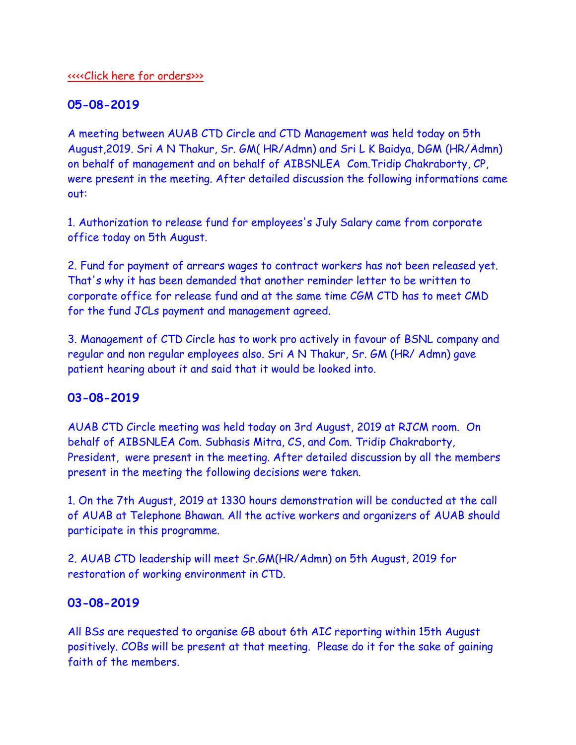<<<<Click here for orders>>>

## 05-08-2019

A meeting between AUAB CTD Circle and CTD Management was held today on 5th August,2019. Sri A N Thakur, Sr. GM( HR/Admn) and Sri L K Baidya, DGM (HR/Admn) on behalf of management and on behalf of AIBSNLEA Com.Tridip Chakraborty, CP, were present in the meeting. After detailed discussion the following informations came out:

1. Authorization to release fund for employees's July Salary came from corporate office today on 5th August.

2. Fund for payment of arrears wages to contract workers has not been released yet. That's why it has been demanded that another reminder letter to be written to corporate office for release fund and at the same time CGM CTD has to meet CMD for the fund JCLs payment and management agreed.

3. Management of CTD Circle has to work pro actively in favour of BSNL company and regular and non regular employees also. Sri A N Thakur, Sr. GM (HR/ Admn) gave patient hearing about it and said that it would be looked into.

## 03-08-2019

AUAB CTD Circle meeting was held today on 3rd August, 2019 at RJCM room. On behalf of AIBSNLEA Com. Subhasis Mitra, CS, and Com. Tridip Chakraborty, President, were present in the meeting. After detailed discussion by all the members present in the meeting the following decisions were taken.

1. On the 7th August, 2019 at 1330 hours demonstration will be conducted at the call of AUAB at Telephone Bhawan. All the active workers and organizers of AUAB should participate in this programme.

2. AUAB CTD leadership will meet Sr.GM(HR/Admn) on 5th August, 2019 for restoration of working environment in CTD.

## 03-08-2019

All BSs are requested to organise GB about 6th AIC reporting within 15th August positively. COBs will be present at that meeting. Please do it for the sake of gaining faith of the members.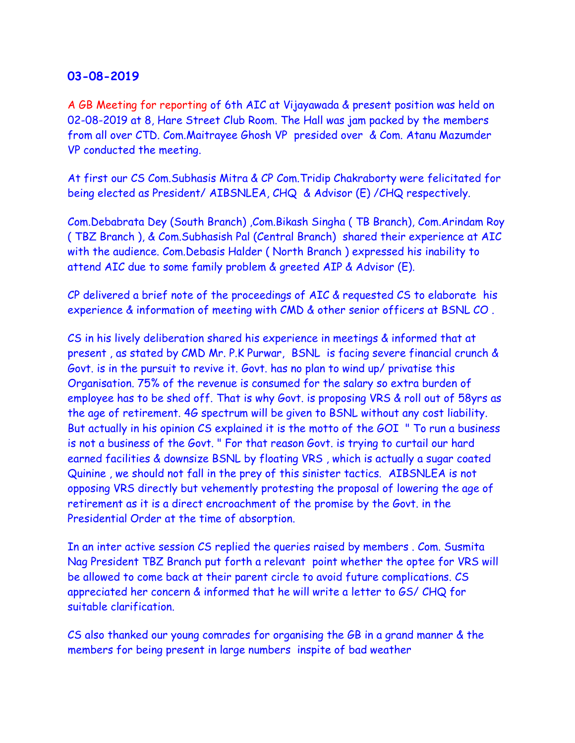## 03-08-2019

A GB Meeting for reporting of 6th AIC at Vijayawada & present position was held on 02-08-2019 at 8, Hare Street Club Room. The Hall was jam packed by the members from all over CTD. Com.Maitrayee Ghosh VP presided over & Com. Atanu Mazumder VP conducted the meeting.

At first our CS Com.Subhasis Mitra & CP Com.Tridip Chakraborty were felicitated for being elected as President/ AIBSNLEA, CHQ & Advisor (E) /CHQ respectively.

Com.Debabrata Dey (South Branch) ,Com.Bikash Singha ( TB Branch), Com.Arindam Roy ( TBZ Branch ), & Com.Subhasish Pal (Central Branch) shared their experience at AIC with the audience. Com.Debasis Halder ( North Branch ) expressed his inability to attend AIC due to some family problem & greeted AIP & Advisor (E).

CP delivered a brief note of the proceedings of AIC & requested CS to elaborate his experience & information of meeting with CMD & other senior officers at BSNL CO .

CS in his lively deliberation shared his experience in meetings & informed that at present , as stated by CMD Mr. P.K Purwar, BSNL is facing severe financial crunch & Govt. is in the pursuit to revive it. Govt. has no plan to wind up/ privatise this Organisation. 75% of the revenue is consumed for the salary so extra burden of employee has to be shed off. That is why Govt. is proposing VRS & roll out of 58yrs as the age of retirement. 4G spectrum will be given to BSNL without any cost liability. But actually in his opinion CS explained it is the motto of the GOI " To run a business is not a business of the Govt. " For that reason Govt. is trying to curtail our hard earned facilities & downsize BSNL by floating VRS , which is actually a sugar coated Quinine , we should not fall in the prey of this sinister tactics. AIBSNLEA is not opposing VRS directly but vehemently protesting the proposal of lowering the age of retirement as it is a direct encroachment of the promise by the Govt. in the Presidential Order at the time of absorption.

In an inter active session CS replied the queries raised by members . Com. Susmita Nag President TBZ Branch put forth a relevant point whether the optee for VRS will be allowed to come back at their parent circle to avoid future complications. CS appreciated her concern & informed that he will write a letter to GS/ CHQ for suitable clarification.

CS also thanked our young comrades for organising the GB in a grand manner & the members for being present in large numbers inspite of bad weather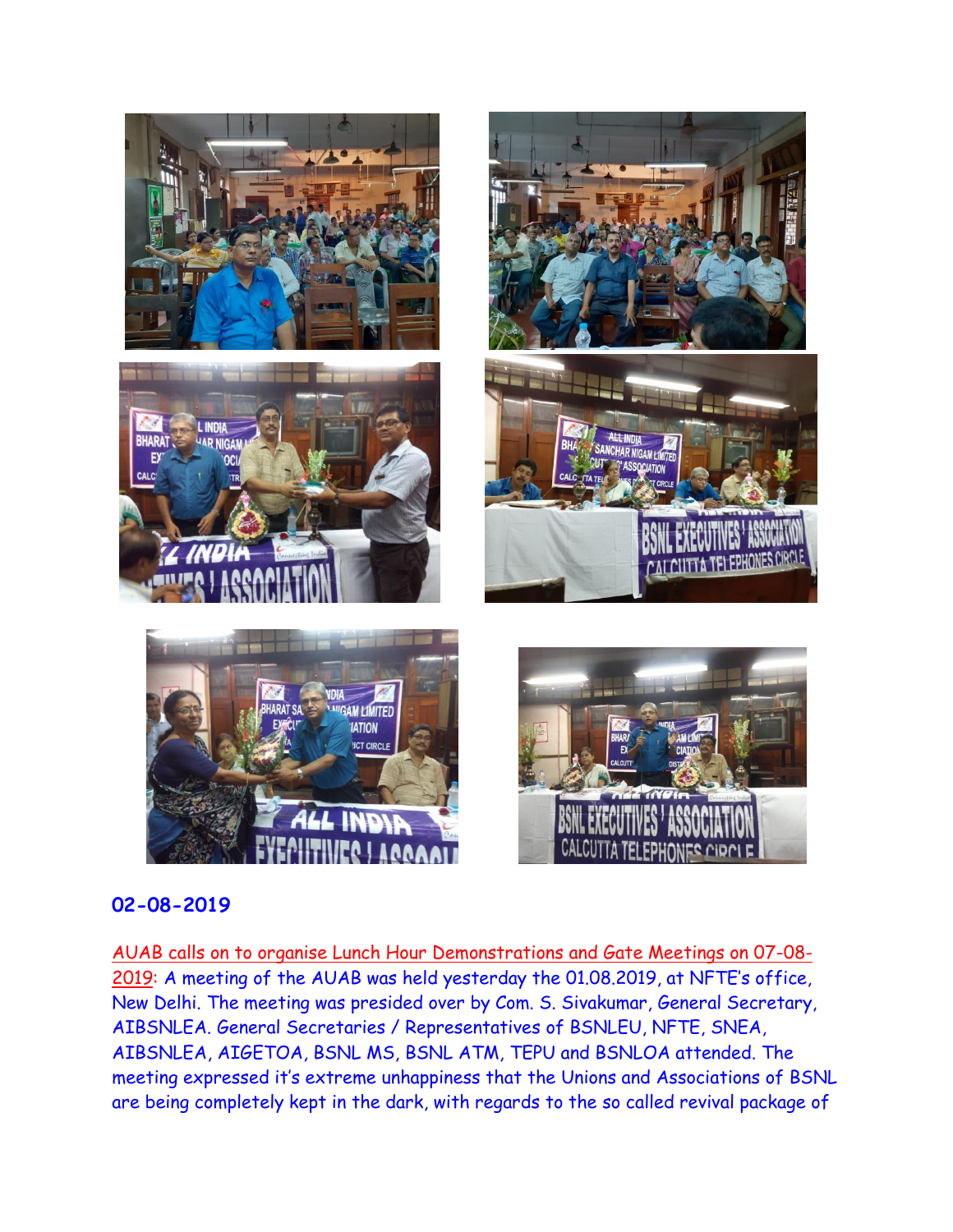## 02-08-2019

AUAB calls on to organise Lunch Hour Demonstrations and Gate Meetings on 07-08-2019: A meeting of the AUAB was held yesterday the 01.08.2019, at NFTE's office, New Delhi. The meeting was presided over by Com. S. Sivakumar, General Secretary, AIBSNLEA. General Secretaries / Representatives of BSNLEU, NFTE, SNEA, AIBSNLEA, AIGETOA, BSNL MS, BSNL ATM, TEPU and BSNLOA attended. The meeting expressed it's extreme unhappiness that the Unions and Associations of BSNL are being completely kept in the dark, with regards to the so called revival package of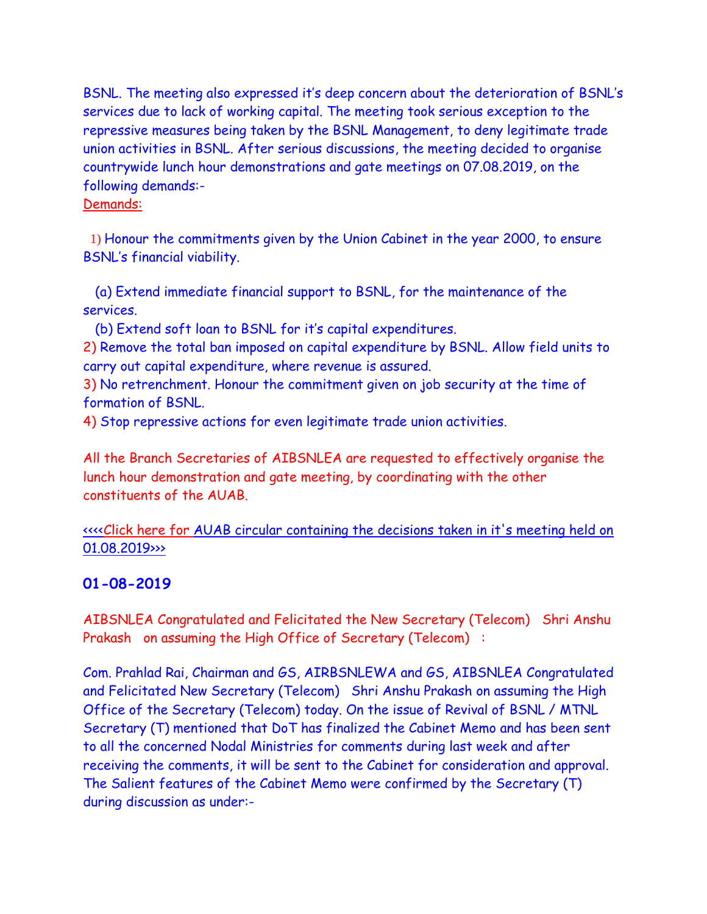BSNL. The meeting also expressed it's deep concern about the deterioration of BSNL's services due to lack of working capital. The meeting took serious exception to the repressive measures being taken by the BSNL Management, to deny legitimate trade union activities in BSNL. After serious discussions, the meeting decided to organise countrywide lunch hour demonstrations and gate meetings on 07.08.2019, on the following demands:-

Demands:

1) Honour the commitments given by the Union Cabinet in the year 2000, to ensure BSNL's financial viability.

(a) Extend immediate financial support to BSNL, for the maintenance of the services.

(b) Extend soft loan to BSNL for it's capital expenditures.

2) Remove the total ban imposed on capital expenditure by BSNL. Allow field units to carry out capital expenditure, where revenue is assured.

3) No retrenchment. Honour the commitment given on job security at the time of formation of BSNL.

4) Stop repressive actions for even legitimate trade union activities.

All the Branch Secretaries of AIBSNLEA are requested to effectively organise the lunch hour demonstration and gate meeting, by coordinating with the other constituents of the AUAB.

<<<<Click here for AUAB circular containing the decisions taken in it's meeting held on 01.08.2019>>>

## 01-08-2019

AIBSNLEA Congratulated and Felicitated the New Secretary (Telecom) Shri Anshu Prakash on assuming the High Office of Secretary (Telecom) :

Com. Prahlad Rai, Chairman and GS, AIRBSNLEWA and GS, AIBSNLEA Congratulated and Felicitated New Secretary (Telecom) Shri Anshu Prakash on assuming the High Office of the Secretary (Telecom) today. On the issue of Revival of BSNL / MTNL Secretary (T) mentioned that DoT has finalized the Cabinet Memo and has been sent to all the concerned Nodal Ministries for comments during last week and after receiving the comments, it will be sent to the Cabinet for consideration and approval. The Salient features of the Cabinet Memo were confirmed by the Secretary (T) during discussion as under:-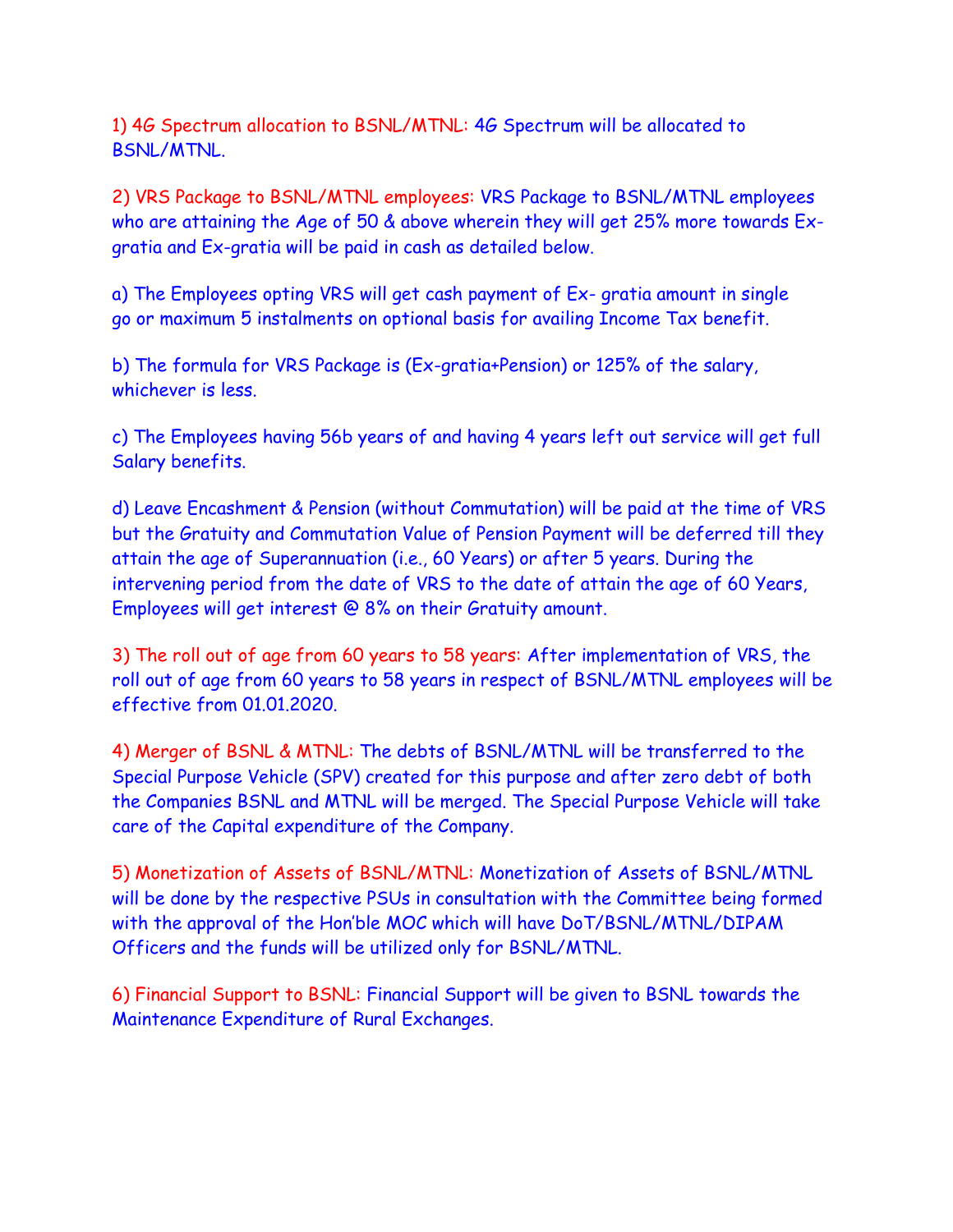1) 4G Spectrum allocation to BSNL/MTNL: 4G Spectrum will be allocated to BSNL/MTNL.

2) VRS Package to BSNL/MTNL employees: VRS Package to BSNL/MTNL employees who are attaining the Age of 50 & above wherein they will get 25% more towards Ex-gratia and Ex-gratia will be paid in cash as detailed below.

a) The Employees opting VRS will get cash payment of Ex- gratia amount in single go or maximum 5 instalments on optional basis for availing Income Tax benefit.

b) The formula for VRS Package is (Ex-gratia+Pension) or 125% of the salary, whichever is less.

c) The Employees having 56b years of and having 4 years left out service will get full Salary benefits.

d) Leave Encashment & Pension (without Commutation) will be paid at the time of VRS but the Gratuity and Commutation Value of Pension Payment will be deferred till they attain the age of Superannuation (i.e., 60 Years) or after 5 years. During the intervening period from the date of VRS to the date of attain the age of 60 Years, Employees will get interest @ 8% on their Gratuity amount.

3) The roll out of age from 60 years to 58 years: After implementation of VRS, the roll out of age from 60 years to 58 years in respect of BSNL/MTNL employees will be effective from 01.01.2020.

4) Merger of BSNL & MTNL: The debts of BSNL/MTNL will be transferred to the Special Purpose Vehicle (SPV) created for this purpose and after zero debt of both the Companies BSNL and MTNL will be merged. The Special Purpose Vehicle will take care of the Capital expenditure of the Company.

5) Monetization of Assets of BSNL/MTNL: Monetization of Assets of BSNL/MTNL will be done by the respective PSUs in consultation with the Committee being formed with the approval of the Hon'ble MOC which will have DoT/BSNL/MTNL/DIPAM Officers and the funds will be utilized only for BSNL/MTNL.

6) Financial Support to BSNL: Financial Support will be given to BSNL towards the Maintenance Expenditure of Rural Exchanges.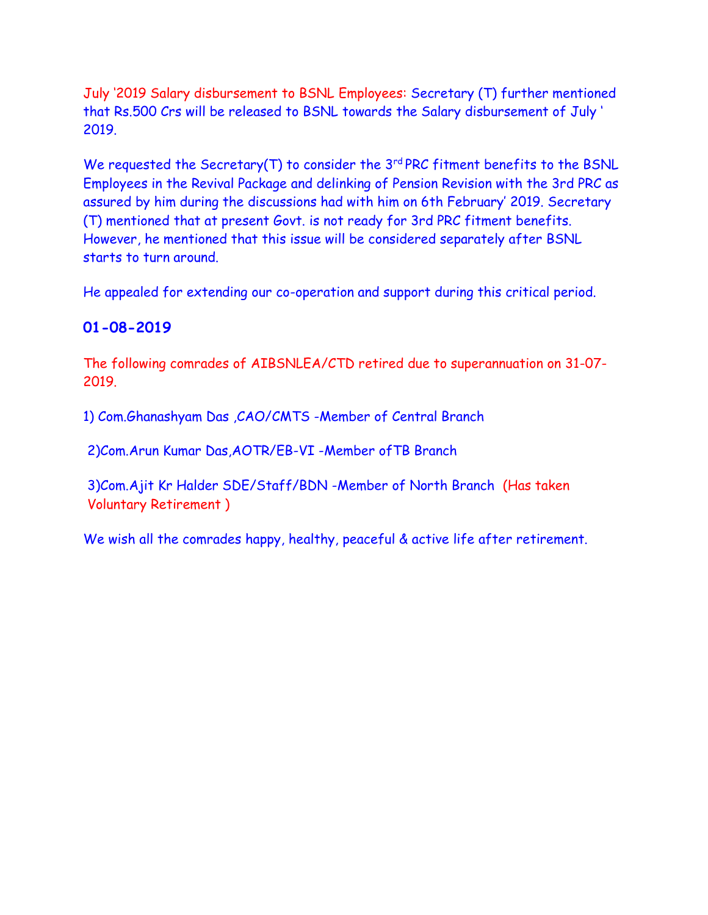July '2019 Salary disbursement to BSNL Employees: Secretary (T) further mentioned that Rs.500 Crs will be released to BSNL towards the Salary disbursement of July ' 2019.

We requested the Secretary(T) to consider the 3rd PRC fitment benefits to the BSNL Employees in the Revival Package and delinking of Pension Revision with the 3rd PRC as assured by him during the discussions had with him on 6th February' 2019. Secretary (T) mentioned that at present Govt. is not ready for 3rd PRC fitment benefits. However, he mentioned that this issue will be considered separately after BSNL starts to turn around.

He appealed for extending our co-operation and support during this critical period.

## 01-08-2019

The following comrades of AIBSNLEA/CTD retired due to superannuation on 31-07-2019.

1) Com.Ghanashyam Das ,CAO/CMTS -Member of Central Branch

2)Com.Arun Kumar Das,AOTR/EB-VI -Member ofTB Branch

3)Com.Ajit Kr Halder SDE/Staff/BDN -Member of North Branch (Has taken Voluntary Retirement )

We wish all the comrades happy, healthy, peaceful & active life after retirement.